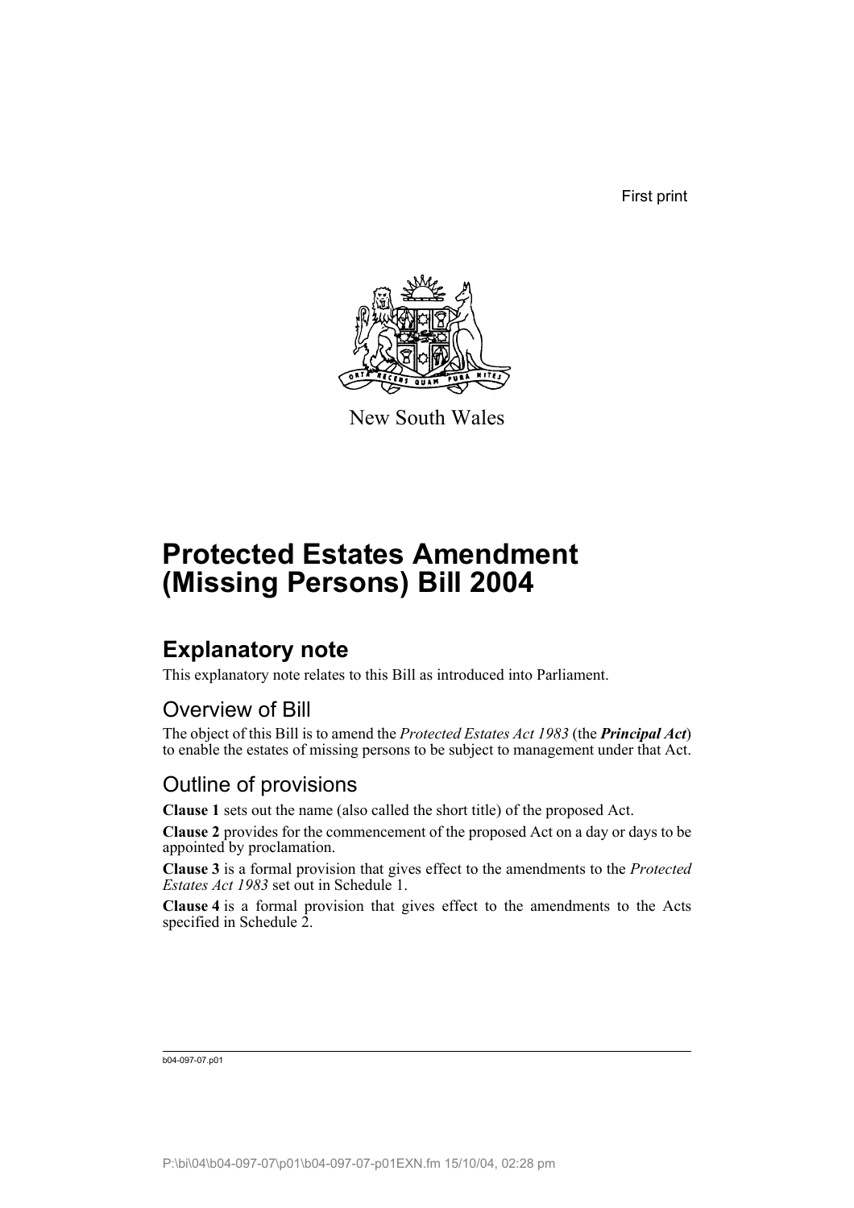First print

New South Wales

# Protected Estates Amendment (Missing Persons) Bill 2004

## Explanatory note

This explanatory note relates to this Bill as introduced into Parliament.

### Overview of Bill

The object of this Bill is to amend the *Protected Estates Act 1983* (the ***Principal Act***) to enable the estates of missing persons to be subject to management under that Act.

### Outline of provisions

**Clause 1** sets out the name (also called the short title) of the proposed Act.

**Clause 2** provides for the commencement of the proposed Act on a day or days to be appointed by proclamation.

**Clause 3** is a formal provision that gives effect to the amendments to the *Protected Estates Act 1983* set out in Schedule 1.

**Clause 4** is a formal provision that gives effect to the amendments to the Acts specified in Schedule 2.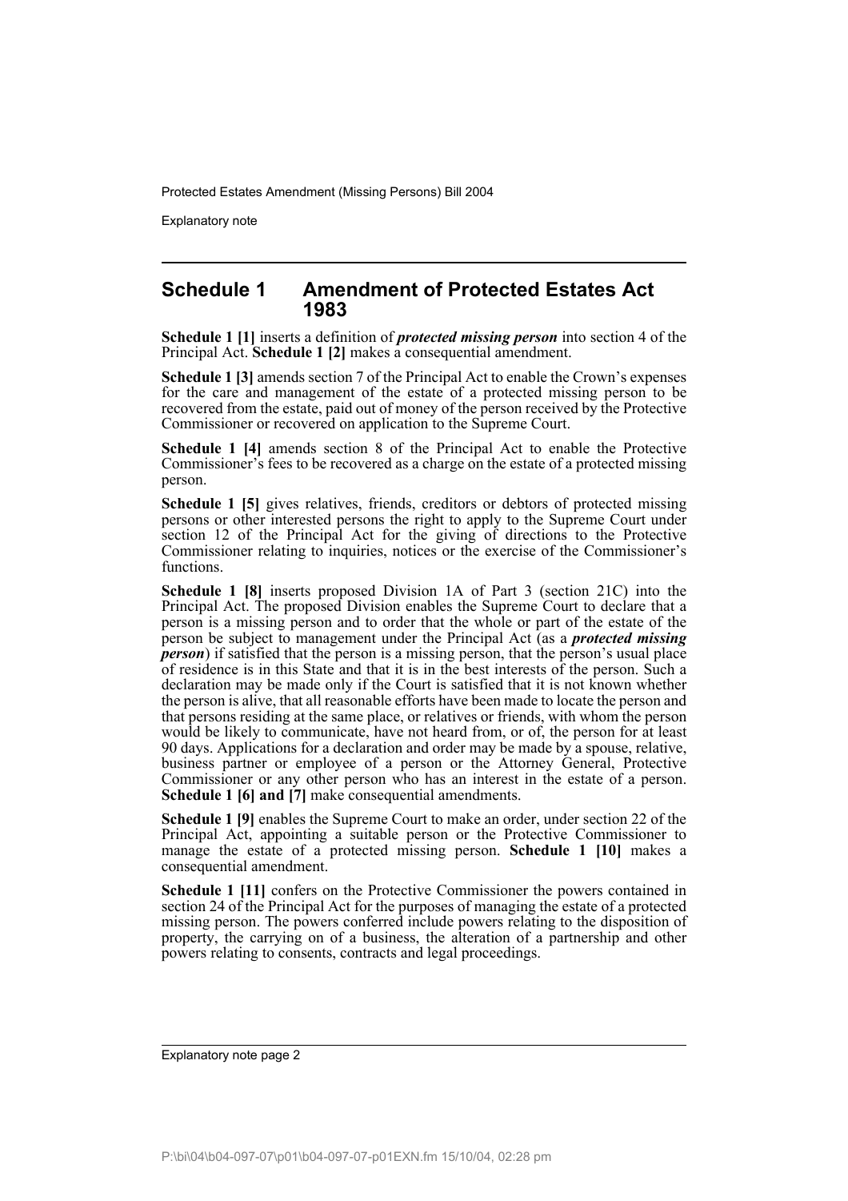## Schedule 1 Amendment of Protected Estates Act 1983

**Schedule 1 [1]** inserts a definition of ***protected missing person*** into section 4 of the Principal Act. **Schedule 1 [2]** makes a consequential amendment.

**Schedule 1 [3]** amends section 7 of the Principal Act to enable the Crown's expenses for the care and management of the estate of a protected missing person to be recovered from the estate, paid out of money of the person received by the Protective Commissioner or recovered on application to the Supreme Court.

**Schedule 1 [4]** amends section 8 of the Principal Act to enable the Protective Commissioner's fees to be recovered as a charge on the estate of a protected missing person.

**Schedule 1 [5]** gives relatives, friends, creditors or debtors of protected missing persons or other interested persons the right to apply to the Supreme Court under section 12 of the Principal Act for the giving of directions to the Protective Commissioner relating to inquiries, notices or the exercise of the Commissioner's functions.

**Schedule 1 [8]** inserts proposed Division 1A of Part 3 (section 21C) into the Principal Act. The proposed Division enables the Supreme Court to declare that a person is a missing person and to order that the whole or part of the estate of the person be subject to management under the Principal Act (as a ***protected missing person***) if satisfied that the person is a missing person, that the person's usual place of residence is in this State and that it is in the best interests of the person. Such a declaration may be made only if the Court is satisfied that it is not known whether the person is alive, that all reasonable efforts have been made to locate the person and that persons residing at the same place, or relatives or friends, with whom the person would be likely to communicate, have not heard from, or of, the person for at least 90 days. Applications for a declaration and order may be made by a spouse, relative, business partner or employee of a person or the Attorney General, Protective Commissioner or any other person who has an interest in the estate of a person. **Schedule 1 [6] and [7]** make consequential amendments.

**Schedule 1 [9]** enables the Supreme Court to make an order, under section 22 of the Principal Act, appointing a suitable person or the Protective Commissioner to manage the estate of a protected missing person. **Schedule 1 [10]** makes a consequential amendment.

**Schedule 1 [11]** confers on the Protective Commissioner the powers contained in section 24 of the Principal Act for the purposes of managing the estate of a protected missing person. The powers conferred include powers relating to the disposition of property, the carrying on of a business, the alteration of a partnership and other powers relating to consents, contracts and legal proceedings.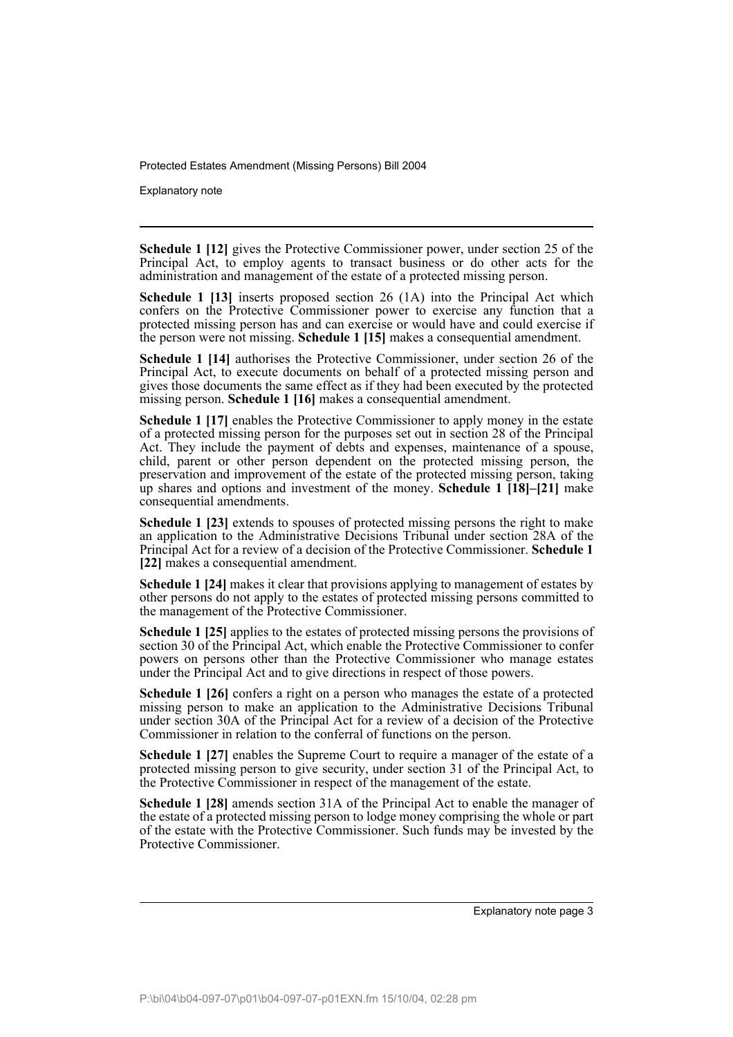**Schedule 1 [12]** gives the Protective Commissioner power, under section 25 of the Principal Act, to employ agents to transact business or do other acts for the administration and management of the estate of a protected missing person.

**Schedule 1 [13]** inserts proposed section 26 (1A) into the Principal Act which confers on the Protective Commissioner power to exercise any function that a protected missing person has and can exercise or would have and could exercise if the person were not missing. **Schedule 1 [15]** makes a consequential amendment.

**Schedule 1 [14]** authorises the Protective Commissioner, under section 26 of the Principal Act, to execute documents on behalf of a protected missing person and gives those documents the same effect as if they had been executed by the protected missing person. **Schedule 1 [16]** makes a consequential amendment.

**Schedule 1 [17]** enables the Protective Commissioner to apply money in the estate of a protected missing person for the purposes set out in section 28 of the Principal Act. They include the payment of debts and expenses, maintenance of a spouse, child, parent or other person dependent on the protected missing person, the preservation and improvement of the estate of the protected missing person, taking up shares and options and investment of the money. **Schedule 1 [18]–[21]** make consequential amendments.

**Schedule 1 [23]** extends to spouses of protected missing persons the right to make an application to the Administrative Decisions Tribunal under section 28A of the Principal Act for a review of a decision of the Protective Commissioner. **Schedule 1 [22]** makes a consequential amendment.

**Schedule 1 [24]** makes it clear that provisions applying to management of estates by other persons do not apply to the estates of protected missing persons committed to the management of the Protective Commissioner.

**Schedule 1 [25]** applies to the estates of protected missing persons the provisions of section 30 of the Principal Act, which enable the Protective Commissioner to confer powers on persons other than the Protective Commissioner who manage estates under the Principal Act and to give directions in respect of those powers.

**Schedule 1 [26]** confers a right on a person who manages the estate of a protected missing person to make an application to the Administrative Decisions Tribunal under section 30A of the Principal Act for a review of a decision of the Protective Commissioner in relation to the conferral of functions on the person.

**Schedule 1 [27]** enables the Supreme Court to require a manager of the estate of a protected missing person to give security, under section 31 of the Principal Act, to the Protective Commissioner in respect of the management of the estate.

**Schedule 1 [28]** amends section 31A of the Principal Act to enable the manager of the estate of a protected missing person to lodge money comprising the whole or part of the estate with the Protective Commissioner. Such funds may be invested by the Protective Commissioner.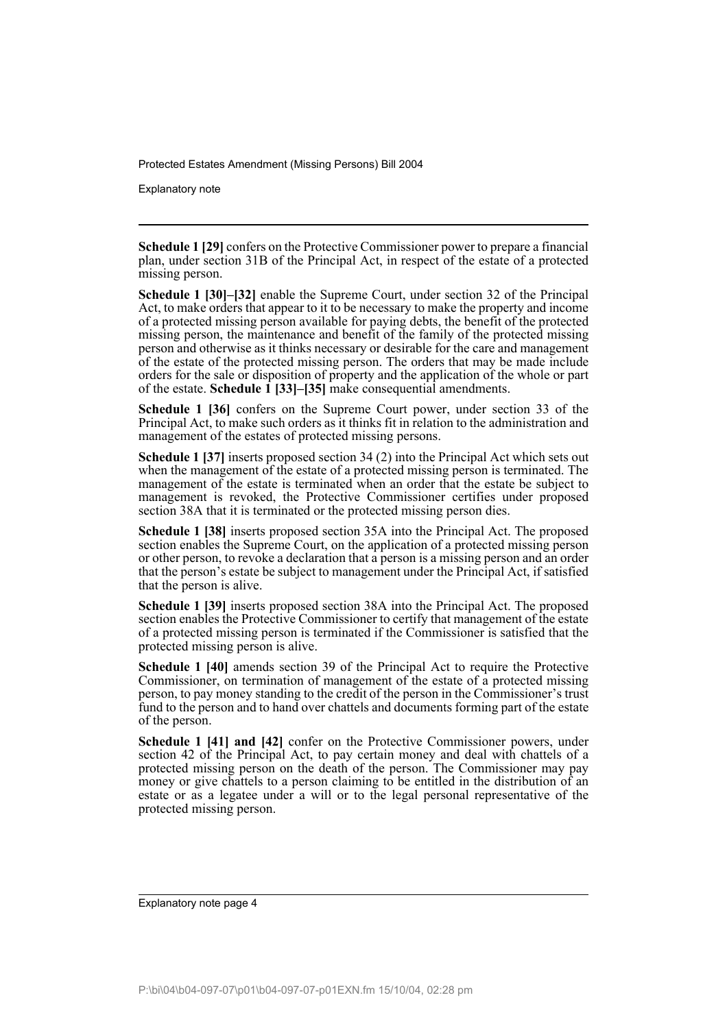**Schedule 1 [29]** confers on the Protective Commissioner power to prepare a financial plan, under section 31B of the Principal Act, in respect of the estate of a protected missing person.

**Schedule 1 [30]–[32]** enable the Supreme Court, under section 32 of the Principal Act, to make orders that appear to it to be necessary to make the property and income of a protected missing person available for paying debts, the benefit of the protected missing person, the maintenance and benefit of the family of the protected missing person and otherwise as it thinks necessary or desirable for the care and management of the estate of the protected missing person. The orders that may be made include orders for the sale or disposition of property and the application of the whole or part of the estate. **Schedule 1 [33]–[35]** make consequential amendments.

**Schedule 1 [36]** confers on the Supreme Court power, under section 33 of the Principal Act, to make such orders as it thinks fit in relation to the administration and management of the estates of protected missing persons.

**Schedule 1 [37]** inserts proposed section 34 (2) into the Principal Act which sets out when the management of the estate of a protected missing person is terminated. The management of the estate is terminated when an order that the estate be subject to management is revoked, the Protective Commissioner certifies under proposed section 38A that it is terminated or the protected missing person dies.

**Schedule 1 [38]** inserts proposed section 35A into the Principal Act. The proposed section enables the Supreme Court, on the application of a protected missing person or other person, to revoke a declaration that a person is a missing person and an order that the person's estate be subject to management under the Principal Act, if satisfied that the person is alive.

**Schedule 1 [39]** inserts proposed section 38A into the Principal Act. The proposed section enables the Protective Commissioner to certify that management of the estate of a protected missing person is terminated if the Commissioner is satisfied that the protected missing person is alive.

**Schedule 1 [40]** amends section 39 of the Principal Act to require the Protective Commissioner, on termination of management of the estate of a protected missing person, to pay money standing to the credit of the person in the Commissioner's trust fund to the person and to hand over chattels and documents forming part of the estate of the person.

**Schedule 1 [41] and [42]** confer on the Protective Commissioner powers, under section 42 of the Principal Act, to pay certain money and deal with chattels of a protected missing person on the death of the person. The Commissioner may pay money or give chattels to a person claiming to be entitled in the distribution of an estate or as a legatee under a will or to the legal personal representative of the protected missing person.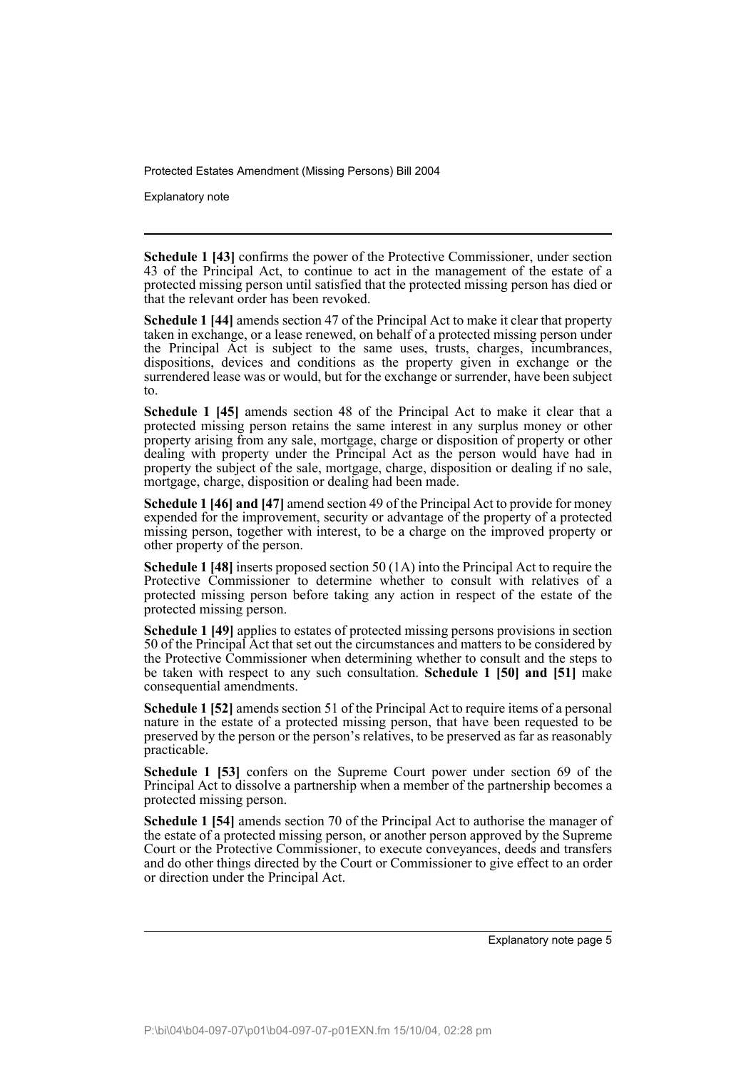**Schedule 1 [43]** confirms the power of the Protective Commissioner, under section 43 of the Principal Act, to continue to act in the management of the estate of a protected missing person until satisfied that the protected missing person has died or that the relevant order has been revoked.

**Schedule 1 [44]** amends section 47 of the Principal Act to make it clear that property taken in exchange, or a lease renewed, on behalf of a protected missing person under the Principal Act is subject to the same uses, trusts, charges, incumbrances, dispositions, devices and conditions as the property given in exchange or the surrendered lease was or would, but for the exchange or surrender, have been subject to.

**Schedule 1 [45]** amends section 48 of the Principal Act to make it clear that a protected missing person retains the same interest in any surplus money or other property arising from any sale, mortgage, charge or disposition of property or other dealing with property under the Principal Act as the person would have had in property the subject of the sale, mortgage, charge, disposition or dealing if no sale, mortgage, charge, disposition or dealing had been made.

**Schedule 1 [46] and [47]** amend section 49 of the Principal Act to provide for money expended for the improvement, security or advantage of the property of a protected missing person, together with interest, to be a charge on the improved property or other property of the person.

**Schedule 1 [48]** inserts proposed section 50 (1A) into the Principal Act to require the Protective Commissioner to determine whether to consult with relatives of a protected missing person before taking any action in respect of the estate of the protected missing person.

**Schedule 1 [49]** applies to estates of protected missing persons provisions in section 50 of the Principal Act that set out the circumstances and matters to be considered by the Protective Commissioner when determining whether to consult and the steps to be taken with respect to any such consultation. **Schedule 1 [50] and [51]** make consequential amendments.

**Schedule 1 [52]** amends section 51 of the Principal Act to require items of a personal nature in the estate of a protected missing person, that have been requested to be preserved by the person or the person's relatives, to be preserved as far as reasonably practicable.

**Schedule 1 [53]** confers on the Supreme Court power under section 69 of the Principal Act to dissolve a partnership when a member of the partnership becomes a protected missing person.

**Schedule 1 [54]** amends section 70 of the Principal Act to authorise the manager of the estate of a protected missing person, or another person approved by the Supreme Court or the Protective Commissioner, to execute conveyances, deeds and transfers and do other things directed by the Court or Commissioner to give effect to an order or direction under the Principal Act.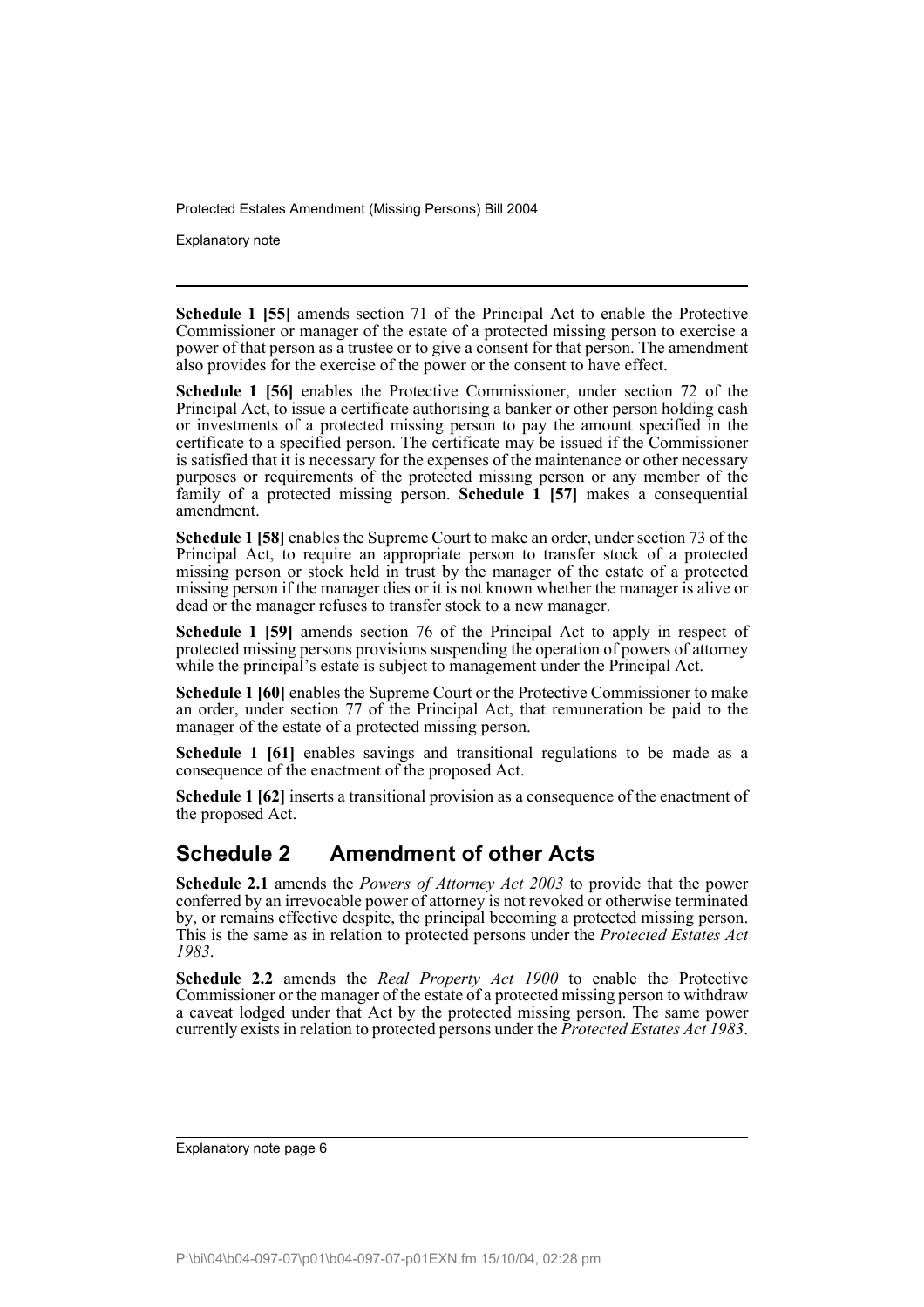**Schedule 1 [55]** amends section 71 of the Principal Act to enable the Protective Commissioner or manager of the estate of a protected missing person to exercise a power of that person as a trustee or to give a consent for that person. The amendment also provides for the exercise of the power or the consent to have effect.

**Schedule 1 [56]** enables the Protective Commissioner, under section 72 of the Principal Act, to issue a certificate authorising a banker or other person holding cash or investments of a protected missing person to pay the amount specified in the certificate to a specified person. The certificate may be issued if the Commissioner is satisfied that it is necessary for the expenses of the maintenance or other necessary purposes or requirements of the protected missing person or any member of the family of a protected missing person. **Schedule 1 [57]** makes a consequential amendment.

**Schedule 1 [58]** enables the Supreme Court to make an order, under section 73 of the Principal Act, to require an appropriate person to transfer stock of a protected missing person or stock held in trust by the manager of the estate of a protected missing person if the manager dies or it is not known whether the manager is alive or dead or the manager refuses to transfer stock to a new manager.

**Schedule 1 [59]** amends section 76 of the Principal Act to apply in respect of protected missing persons provisions suspending the operation of powers of attorney while the principal's estate is subject to management under the Principal Act.

**Schedule 1 [60]** enables the Supreme Court or the Protective Commissioner to make an order, under section 77 of the Principal Act, that remuneration be paid to the manager of the estate of a protected missing person.

**Schedule 1 [61]** enables savings and transitional regulations to be made as a consequence of the enactment of the proposed Act.

**Schedule 1 [62]** inserts a transitional provision as a consequence of the enactment of the proposed Act.

## Schedule 2 Amendment of other Acts

**Schedule 2.1** amends the *Powers of Attorney Act 2003* to provide that the power conferred by an irrevocable power of attorney is not revoked or otherwise terminated by, or remains effective despite, the principal becoming a protected missing person. This is the same as in relation to protected persons under the *Protected Estates Act 1983*.

**Schedule 2.2** amends the *Real Property Act 1900* to enable the Protective Commissioner or the manager of the estate of a protected missing person to withdraw a caveat lodged under that Act by the protected missing person. The same power currently exists in relation to protected persons under the *Protected Estates Act 1983*.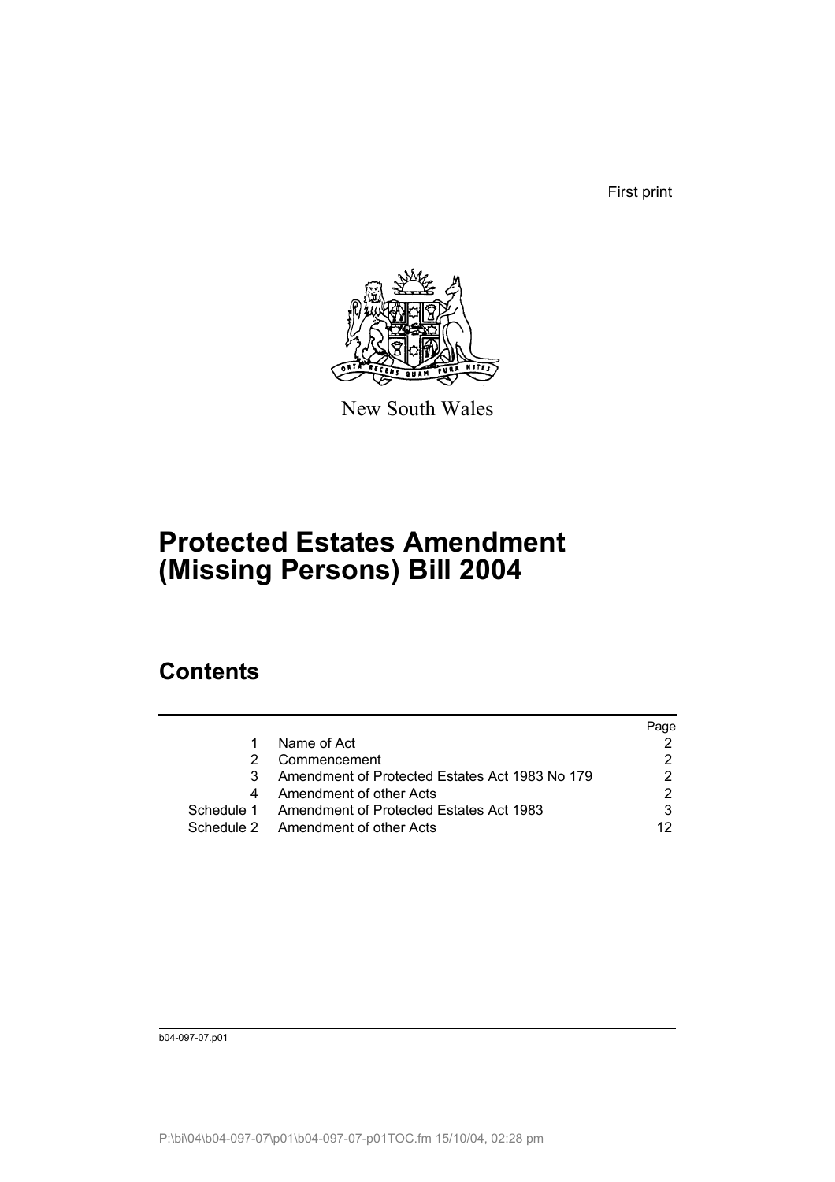First print

New South Wales

# Protected Estates Amendment (Missing Persons) Bill 2004

## Contents

| | | Page |
|---|---|---|
| 1 | Name of Act | 2 |
| 2 | Commencement | 2 |
| 3 | Amendment of Protected Estates Act 1983 No 179 | 2 |
| 4 | Amendment of other Acts | 2 |
| Schedule 1 | Amendment of Protected Estates Act 1983 | 3 |
| Schedule 2 | Amendment of other Acts | 12 |

b04-097-07.p01

P:\bi\04\b04-097-07\p01\b04-097-07-p01TOC.fm 15/10/04, 02:28 pm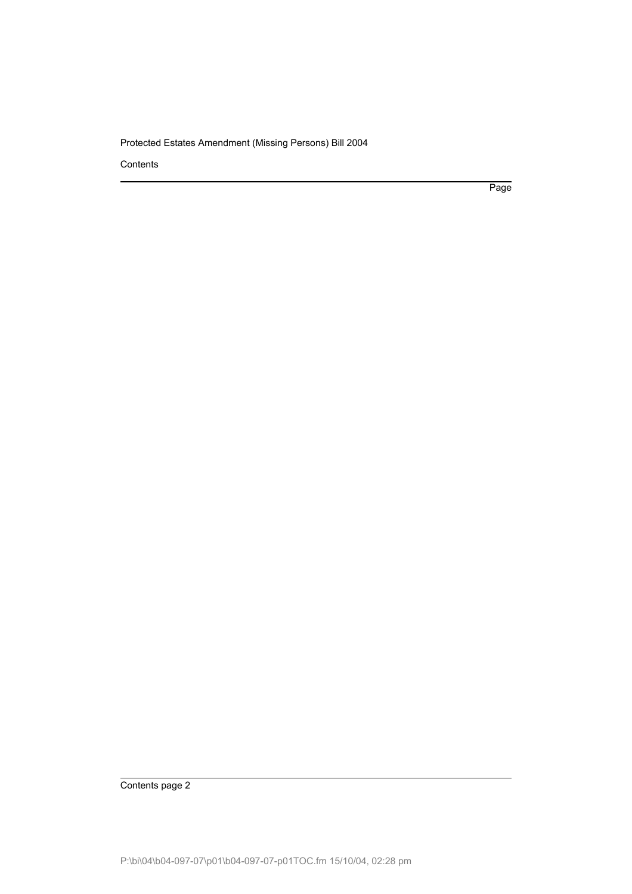Contents

Page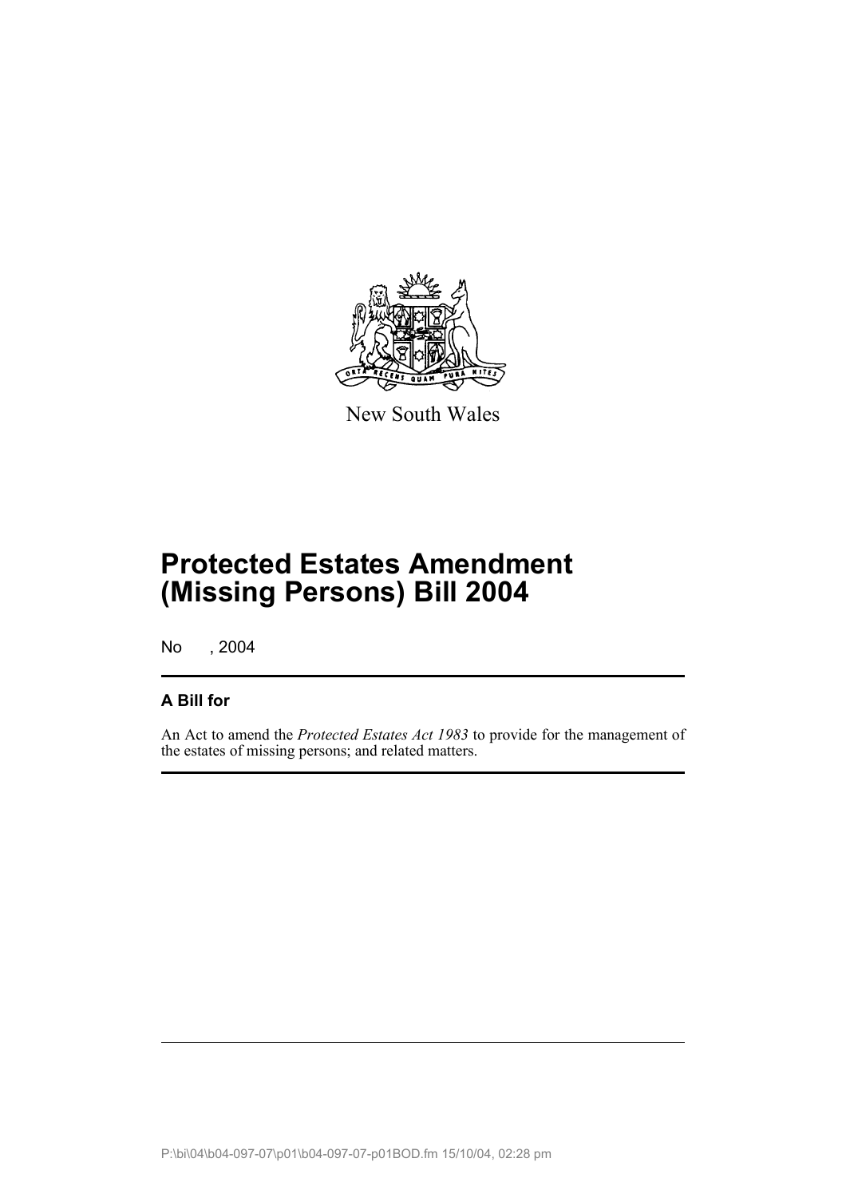New South Wales

# Protected Estates Amendment (Missing Persons) Bill 2004

No , 2004

## A Bill for

An Act to amend the *Protected Estates Act 1983* to provide for the management of the estates of missing persons; and related matters.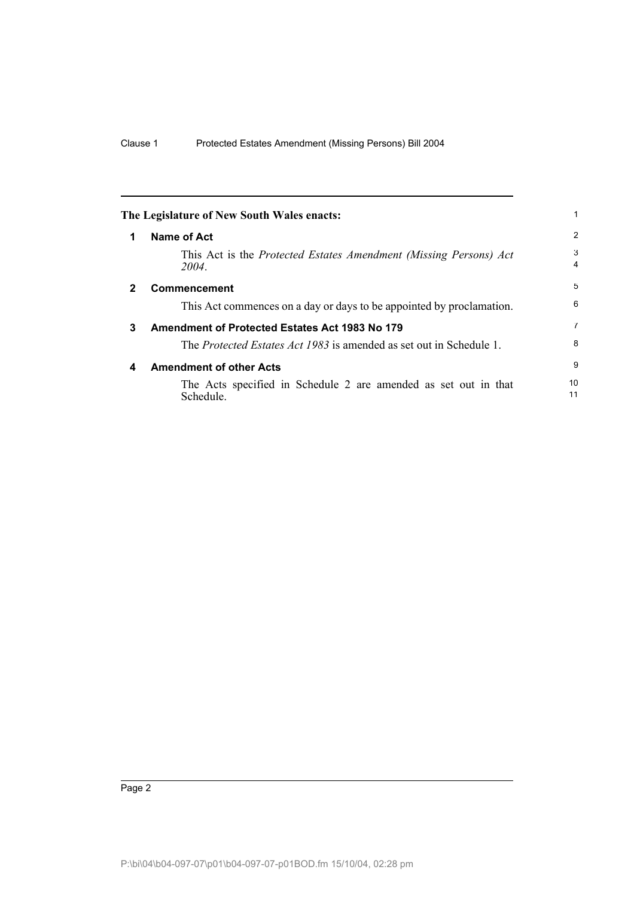The Legislature of New South Wales enacts:

## 1 Name of Act

This Act is the *Protected Estates Amendment (Missing Persons) Act 2004*.

## 2 Commencement

This Act commences on a day or days to be appointed by proclamation.

## 3 Amendment of Protected Estates Act 1983 No 179

The *Protected Estates Act 1983* is amended as set out in Schedule 1.

## 4 Amendment of other Acts

The Acts specified in Schedule 2 are amended as set out in that Schedule.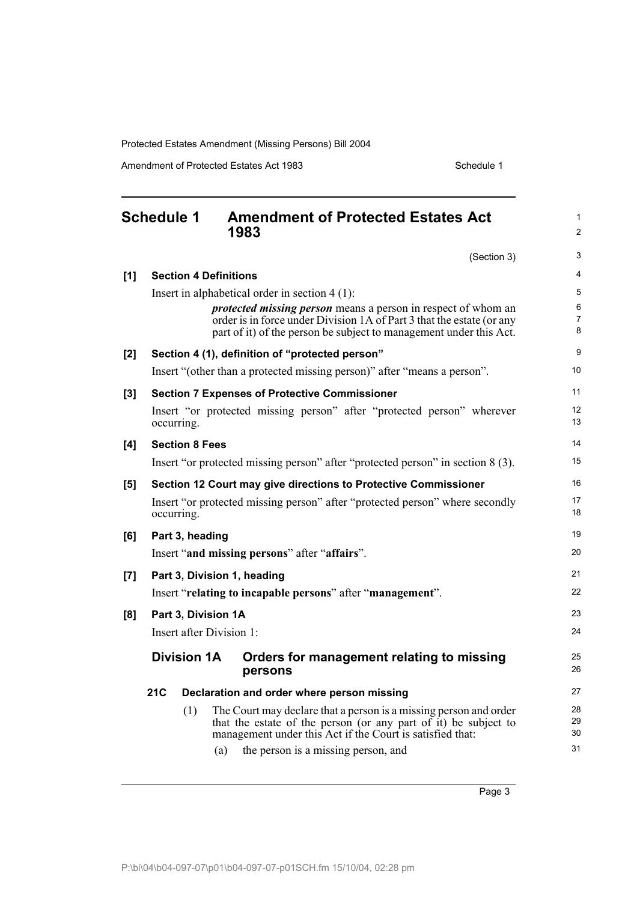## Schedule 1 Amendment of Protected Estates Act 1983

(Section 3)

**[1] Section 4 Definitions**

Insert in alphabetical order in section 4 (1):

> ***protected missing person*** means a person in respect of whom an order is in force under Division 1A of Part 3 that the estate (or any part of it) of the person be subject to management under this Act.

**[2] Section 4 (1), definition of "protected person"**

Insert "(other than a protected missing person)" after "means a person".

**[3] Section 7 Expenses of Protective Commissioner**

Insert "or protected missing person" after "protected person" wherever occurring.

**[4] Section 8 Fees**

Insert "or protected missing person" after "protected person" in section 8 (3).

**[5] Section 12 Court may give directions to Protective Commissioner**

Insert "or protected missing person" after "protected person" where secondly occurring.

**[6] Part 3, heading**

Insert "**and missing persons**" after "**affairs**".

**[7] Part 3, Division 1, heading**

Insert "**relating to incapable persons**" after "**management**".

**[8] Part 3, Division 1A**

Insert after Division 1:

### Division 1A Orders for management relating to missing persons

**21C Declaration and order where person missing**

(1) The Court may declare that a person is a missing person and order that the estate of the person (or any part of it) be subject to management under this Act if the Court is satisfied that:

(a) the person is a missing person, and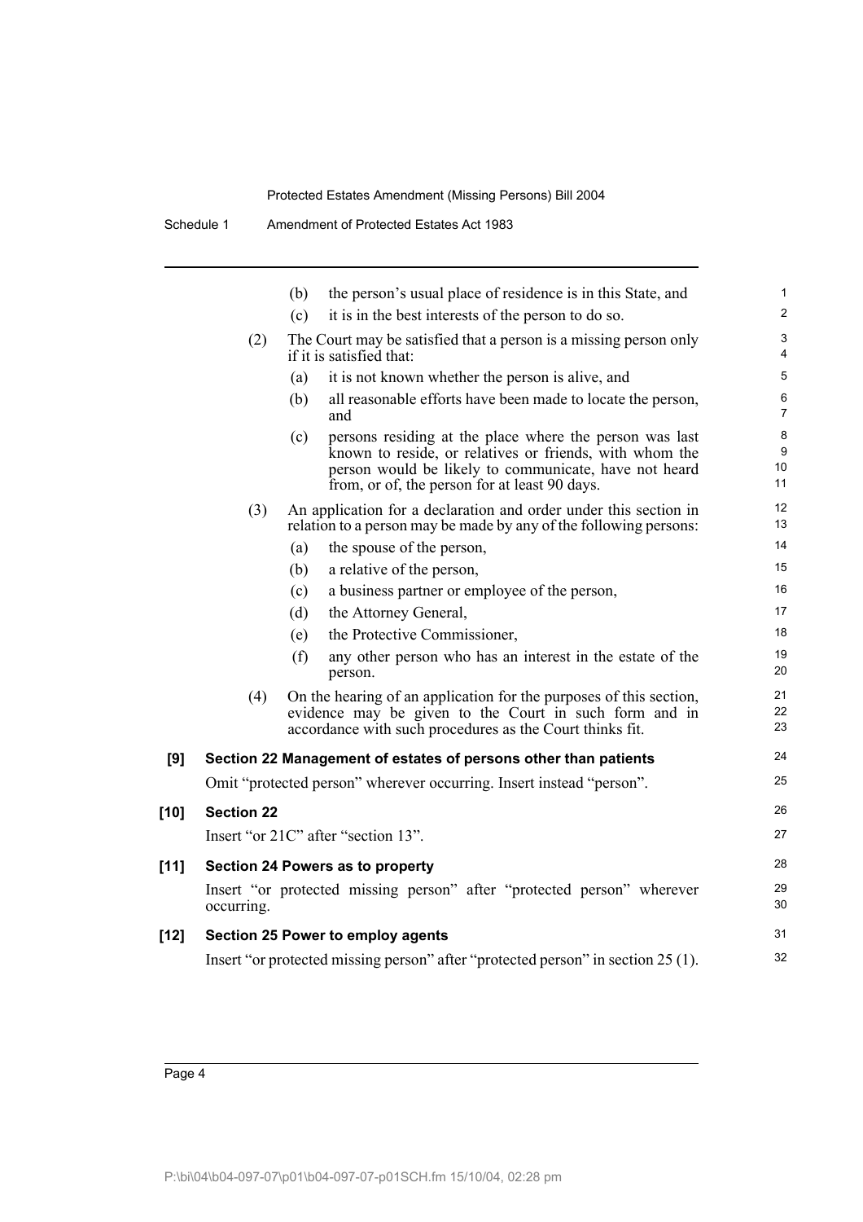- (b) the person's usual place of residence is in this State, and
- (c) it is in the best interests of the person to do so.

(2) The Court may be satisfied that a person is a missing person only if it is satisfied that:

- (a) it is not known whether the person is alive, and
- (b) all reasonable efforts have been made to locate the person, and
- (c) persons residing at the place where the person was last known to reside, or relatives or friends, with whom the person would be likely to communicate, have not heard from, or of, the person for at least 90 days.

(3) An application for a declaration and order under this section in relation to a person may be made by any of the following persons:

- (a) the spouse of the person,
- (b) a relative of the person,
- (c) a business partner or employee of the person,
- (d) the Attorney General,
- (e) the Protective Commissioner,
- (f) any other person who has an interest in the estate of the person.

(4) On the hearing of an application for the purposes of this section, evidence may be given to the Court in such form and in accordance with such procedures as the Court thinks fit.

**[9] Section 22 Management of estates of persons other than patients**

Omit "protected person" wherever occurring. Insert instead "person".

**[10] Section 22**

Insert "or 21C" after "section 13".

**[11] Section 24 Powers as to property**

Insert "or protected missing person" after "protected person" wherever occurring.

**[12] Section 25 Power to employ agents**

Insert "or protected missing person" after "protected person" in section 25 (1).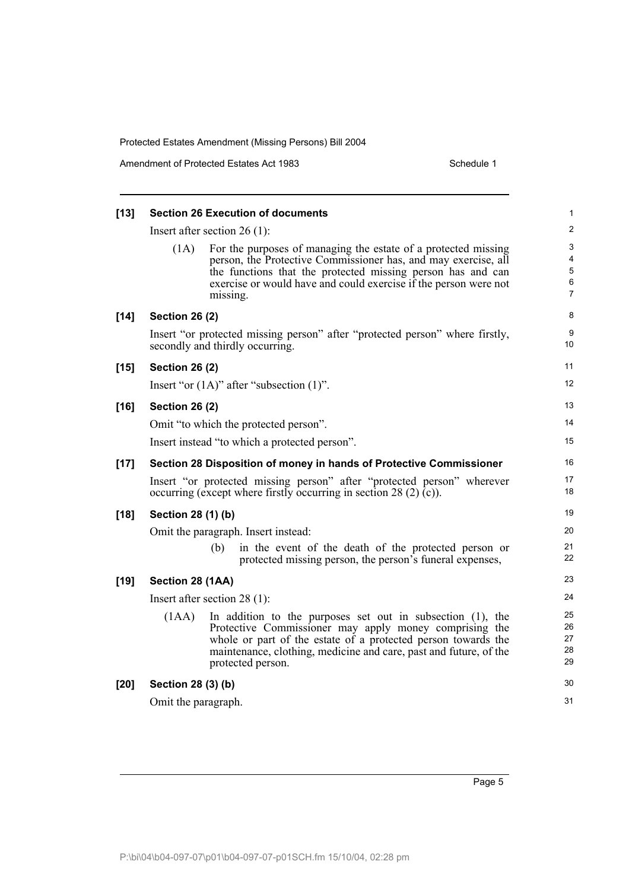**[13] Section 26 Execution of documents**

Insert after section 26 (1):

(1A) For the purposes of managing the estate of a protected missing person, the Protective Commissioner has, and may exercise, all the functions that the protected missing person has and can exercise or would have and could exercise if the person were not missing.

**[14] Section 26 (2)**

Insert "or protected missing person" after "protected person" where firstly, secondly and thirdly occurring.

**[15] Section 26 (2)**

Insert "or (1A)" after "subsection (1)".

**[16] Section 26 (2)**

Omit "to which the protected person".

Insert instead "to which a protected person".

**[17] Section 28 Disposition of money in hands of Protective Commissioner**

Insert "or protected missing person" after "protected person" wherever occurring (except where firstly occurring in section 28 (2) (c)).

**[18] Section 28 (1) (b)**

Omit the paragraph. Insert instead:

(b) in the event of the death of the protected person or protected missing person, the person's funeral expenses,

**[19] Section 28 (1AA)**

Insert after section 28 (1):

(1AA) In addition to the purposes set out in subsection (1), the Protective Commissioner may apply money comprising the whole or part of the estate of a protected person towards the maintenance, clothing, medicine and care, past and future, of the protected person.

**[20] Section 28 (3) (b)**

Omit the paragraph.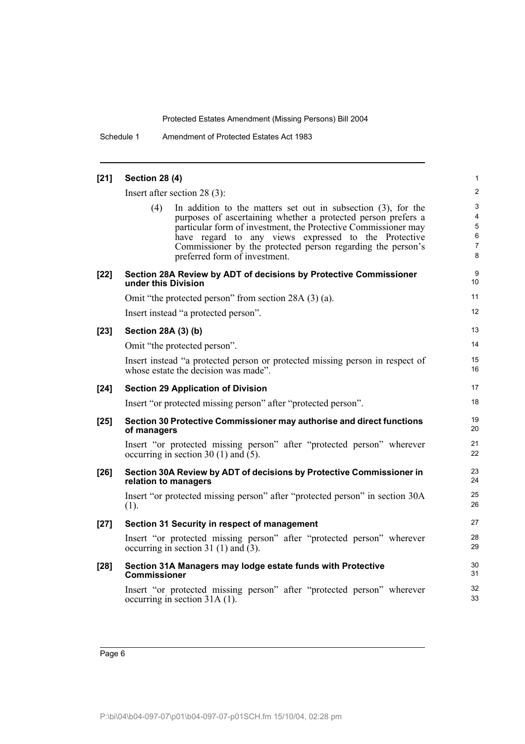**[21] Section 28 (4)**

Insert after section 28 (3):

> (4) In addition to the matters set out in subsection (3), for the purposes of ascertaining whether a protected person prefers a particular form of investment, the Protective Commissioner may have regard to any views expressed to the Protective Commissioner by the protected person regarding the person's preferred form of investment.

**[22] Section 28A Review by ADT of decisions by Protective Commissioner under this Division**

Omit "the protected person" from section 28A (3) (a).

Insert instead "a protected person".

**[23] Section 28A (3) (b)**

Omit "the protected person".

Insert instead "a protected person or protected missing person in respect of whose estate the decision was made".

**[24] Section 29 Application of Division**

Insert "or protected missing person" after "protected person".

**[25] Section 30 Protective Commissioner may authorise and direct functions of managers**

Insert "or protected missing person" after "protected person" wherever occurring in section 30 (1) and (5).

**[26] Section 30A Review by ADT of decisions by Protective Commissioner in relation to managers**

Insert "or protected missing person" after "protected person" in section 30A (1).

**[27] Section 31 Security in respect of management**

Insert "or protected missing person" after "protected person" wherever occurring in section 31 (1) and (3).

**[28] Section 31A Managers may lodge estate funds with Protective Commissioner**

Insert "or protected missing person" after "protected person" wherever occurring in section 31A (1).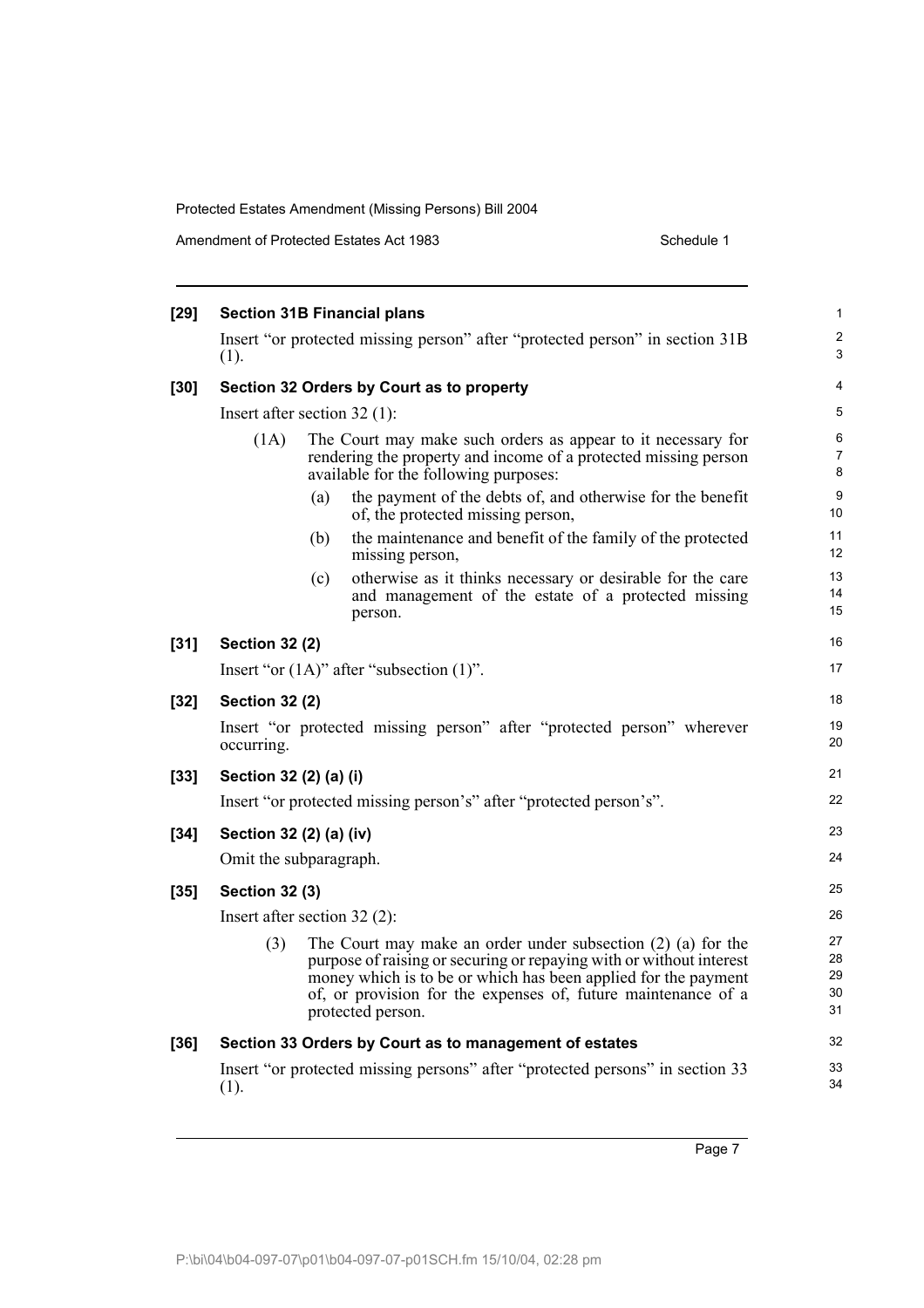**[29] Section 31B Financial plans**

Insert "or protected missing person" after "protected person" in section 31B (1).

**[30] Section 32 Orders by Court as to property**

Insert after section 32 (1):

(1A) The Court may make such orders as appear to it necessary for rendering the property and income of a protected missing person available for the following purposes:

(a) the payment of the debts of, and otherwise for the benefit of, the protected missing person,

(b) the maintenance and benefit of the family of the protected missing person,

(c) otherwise as it thinks necessary or desirable for the care and management of the estate of a protected missing person.

**[31] Section 32 (2)**

Insert "or (1A)" after "subsection (1)".

**[32] Section 32 (2)**

Insert "or protected missing person" after "protected person" wherever occurring.

**[33] Section 32 (2) (a) (i)**

Insert "or protected missing person's" after "protected person's".

**[34] Section 32 (2) (a) (iv)**

Omit the subparagraph.

**[35] Section 32 (3)**

Insert after section 32 (2):

(3) The Court may make an order under subsection (2) (a) for the purpose of raising or securing or repaying with or without interest money which is to be or which has been applied for the payment of, or provision for the expenses of, future maintenance of a protected person.

**[36] Section 33 Orders by Court as to management of estates**

Insert "or protected missing persons" after "protected persons" in section 33 (1).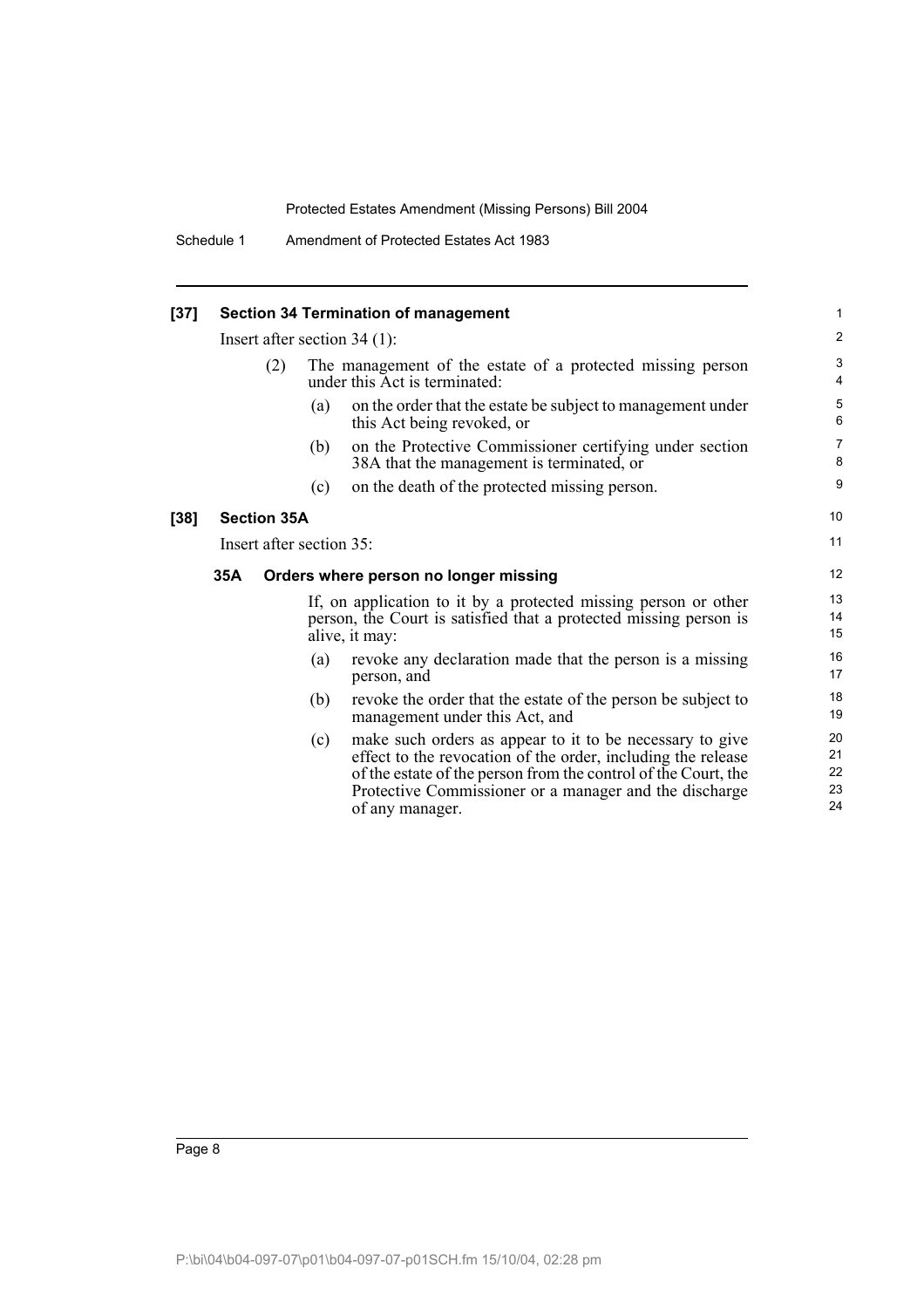**[37] Section 34 Termination of management**

Insert after section 34 (1):

(2) The management of the estate of a protected missing person under this Act is terminated:

(a) on the order that the estate be subject to management under this Act being revoked, or

(b) on the Protective Commissioner certifying under section 38A that the management is terminated, or

(c) on the death of the protected missing person.

**[38] Section 35A**

Insert after section 35:

**35A Orders where person no longer missing**

If, on application to it by a protected missing person or other person, the Court is satisfied that a protected missing person is alive, it may:

(a) revoke any declaration made that the person is a missing person, and

(b) revoke the order that the estate of the person be subject to management under this Act, and

(c) make such orders as appear to it to be necessary to give effect to the revocation of the order, including the release of the estate of the person from the control of the Court, the Protective Commissioner or a manager and the discharge of any manager.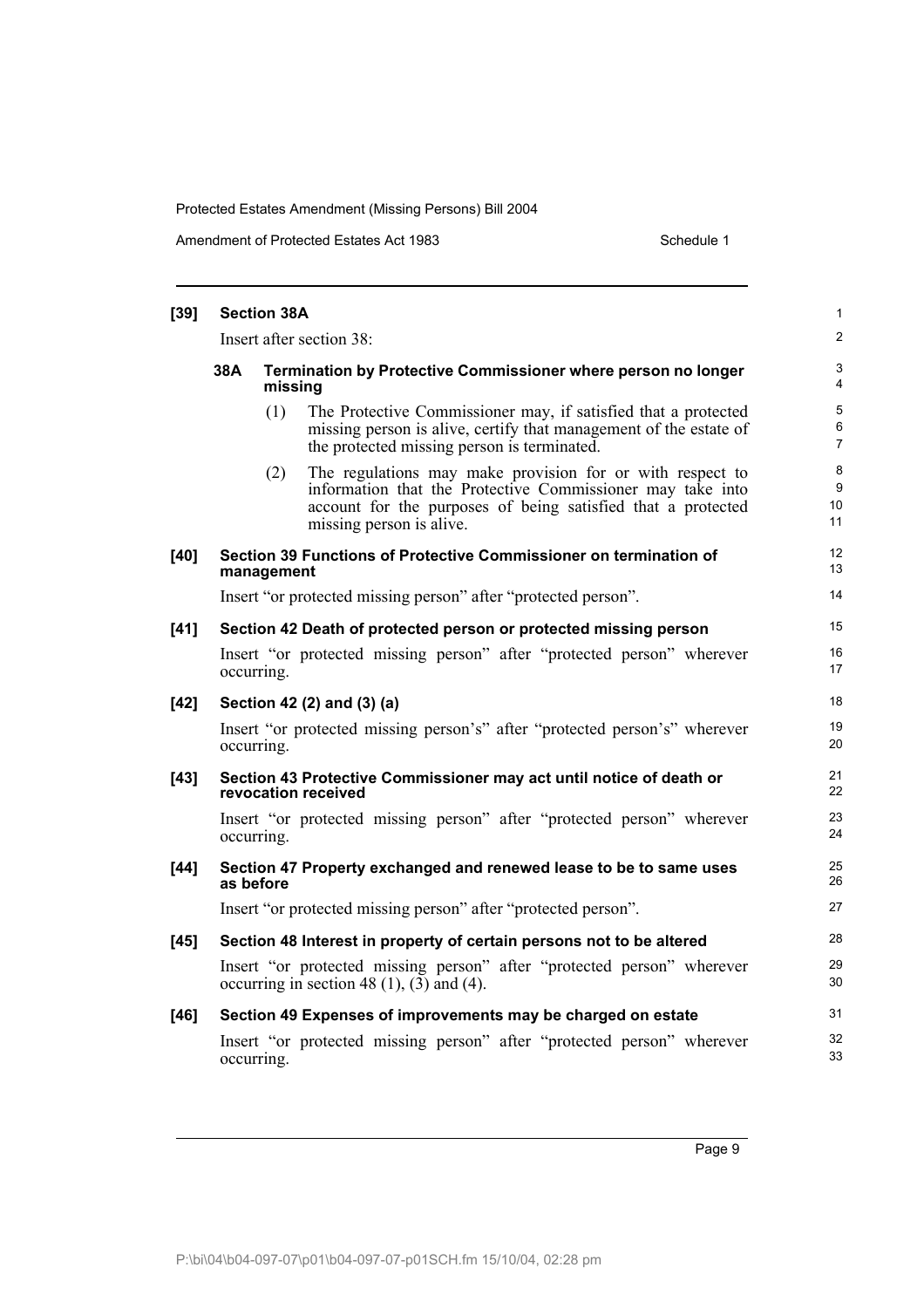**[39] Section 38A**

Insert after section 38:

**38A Termination by Protective Commissioner where person no longer missing**

(1) The Protective Commissioner may, if satisfied that a protected missing person is alive, certify that management of the estate of the protected missing person is terminated.

(2) The regulations may make provision for or with respect to information that the Protective Commissioner may take into account for the purposes of being satisfied that a protected missing person is alive.

**[40] Section 39 Functions of Protective Commissioner on termination of management**

Insert "or protected missing person" after "protected person".

**[41] Section 42 Death of protected person or protected missing person**

Insert "or protected missing person" after "protected person" wherever occurring.

**[42] Section 42 (2) and (3) (a)**

Insert "or protected missing person's" after "protected person's" wherever occurring.

**[43] Section 43 Protective Commissioner may act until notice of death or revocation received**

Insert "or protected missing person" after "protected person" wherever occurring.

**[44] Section 47 Property exchanged and renewed lease to be to same uses as before**

Insert "or protected missing person" after "protected person".

**[45] Section 48 Interest in property of certain persons not to be altered**

Insert "or protected missing person" after "protected person" wherever occurring in section 48 (1), (3) and (4).

**[46] Section 49 Expenses of improvements may be charged on estate**

Insert "or protected missing person" after "protected person" wherever occurring.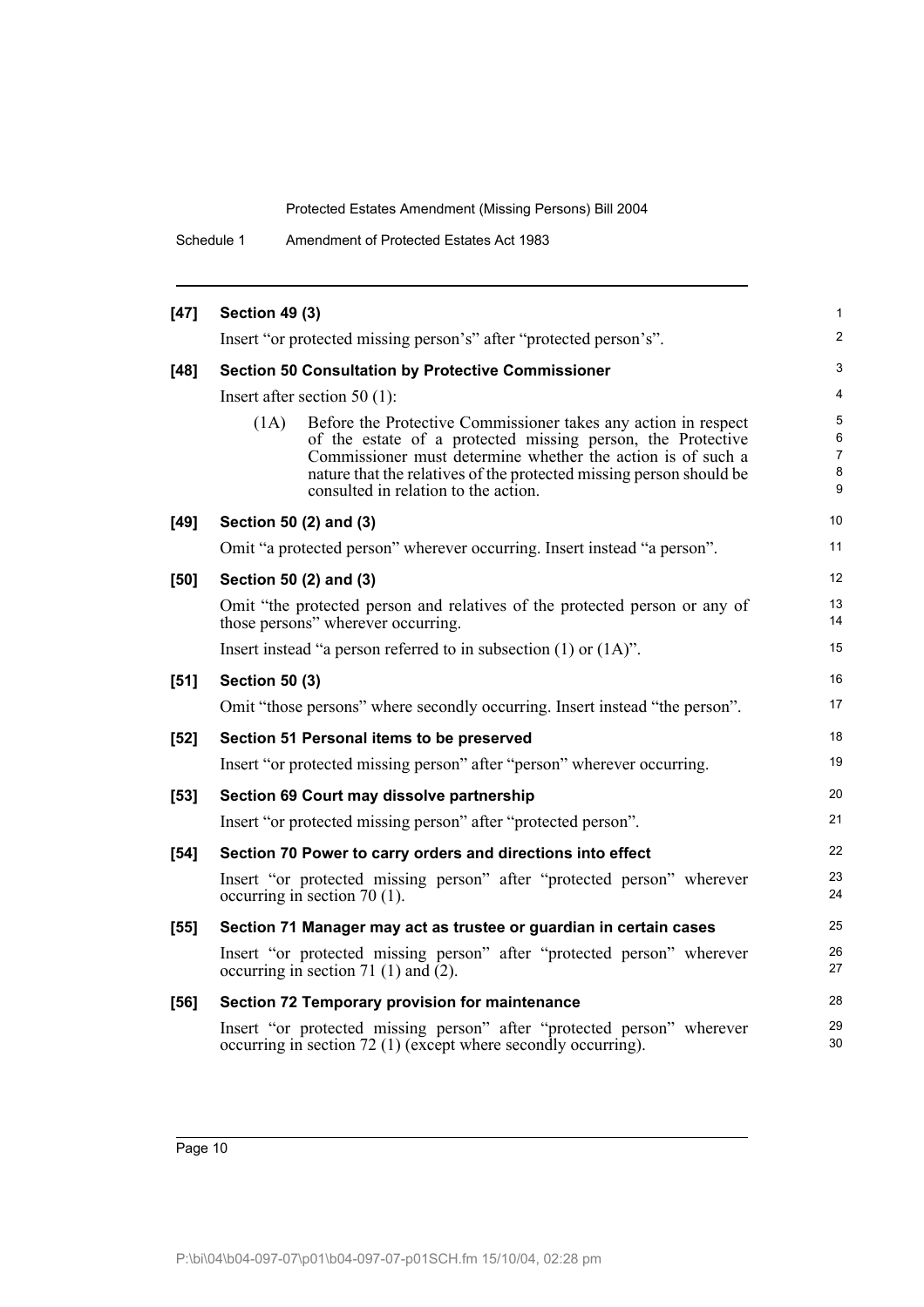**[47] Section 49 (3)**

Insert "or protected missing person's" after "protected person's".

**[48] Section 50 Consultation by Protective Commissioner**

Insert after section 50 (1):

(1A) Before the Protective Commissioner takes any action in respect of the estate of a protected missing person, the Protective Commissioner must determine whether the action is of such a nature that the relatives of the protected missing person should be consulted in relation to the action.

**[49] Section 50 (2) and (3)**

Omit "a protected person" wherever occurring. Insert instead "a person".

**[50] Section 50 (2) and (3)**

Omit "the protected person and relatives of the protected person or any of those persons" wherever occurring.

Insert instead "a person referred to in subsection (1) or (1A)".

**[51] Section 50 (3)**

Omit "those persons" where secondly occurring. Insert instead "the person".

**[52] Section 51 Personal items to be preserved**

Insert "or protected missing person" after "person" wherever occurring.

**[53] Section 69 Court may dissolve partnership**

Insert "or protected missing person" after "protected person".

**[54] Section 70 Power to carry orders and directions into effect**

Insert "or protected missing person" after "protected person" wherever occurring in section 70 (1).

**[55] Section 71 Manager may act as trustee or guardian in certain cases**

Insert "or protected missing person" after "protected person" wherever occurring in section 71 (1) and (2).

**[56] Section 72 Temporary provision for maintenance**

Insert "or protected missing person" after "protected person" wherever occurring in section 72 (1) (except where secondly occurring).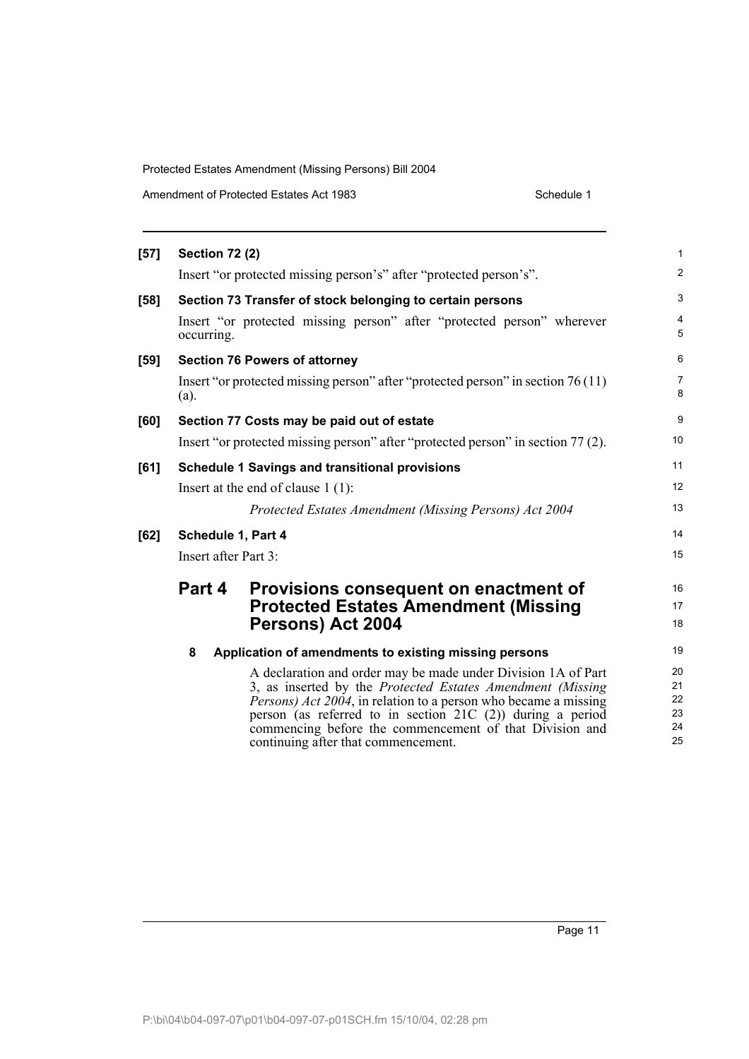**[57] Section 72 (2)**

Insert "or protected missing person's" after "protected person's".

**[58] Section 73 Transfer of stock belonging to certain persons**

Insert "or protected missing person" after "protected person" wherever occurring.

**[59] Section 76 Powers of attorney**

Insert "or protected missing person" after "protected person" in section 76 (11) (a).

**[60] Section 77 Costs may be paid out of estate**

Insert "or protected missing person" after "protected person" in section 77 (2).

**[61] Schedule 1 Savings and transitional provisions**

Insert at the end of clause 1 (1):

*Protected Estates Amendment (Missing Persons) Act 2004*

**[62] Schedule 1, Part 4**

Insert after Part 3:

## Part 4 Provisions consequent on enactment of Protected Estates Amendment (Missing Persons) Act 2004

### 8 Application of amendments to existing missing persons

A declaration and order may be made under Division 1A of Part 3, as inserted by the *Protected Estates Amendment (Missing Persons) Act 2004*, in relation to a person who became a missing person (as referred to in section 21C (2)) during a period commencing before the commencement of that Division and continuing after that commencement.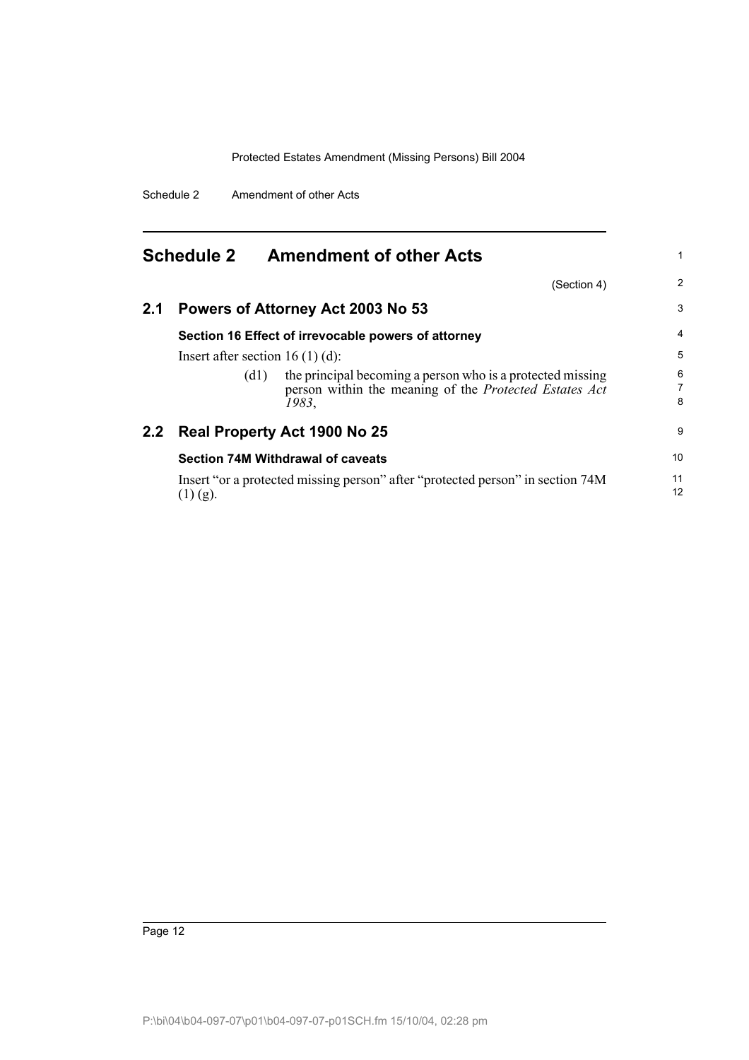# Schedule 2 Amendment of other Acts

(Section 4)

## 2.1 Powers of Attorney Act 2003 No 53

### Section 16 Effect of irrevocable powers of attorney

Insert after section 16 (1) (d):

(d1) the principal becoming a person who is a protected missing person within the meaning of the *Protected Estates Act 1983*,

## 2.2 Real Property Act 1900 No 25

### Section 74M Withdrawal of caveats

Insert "or a protected missing person" after "protected person" in section 74M (1) (g).